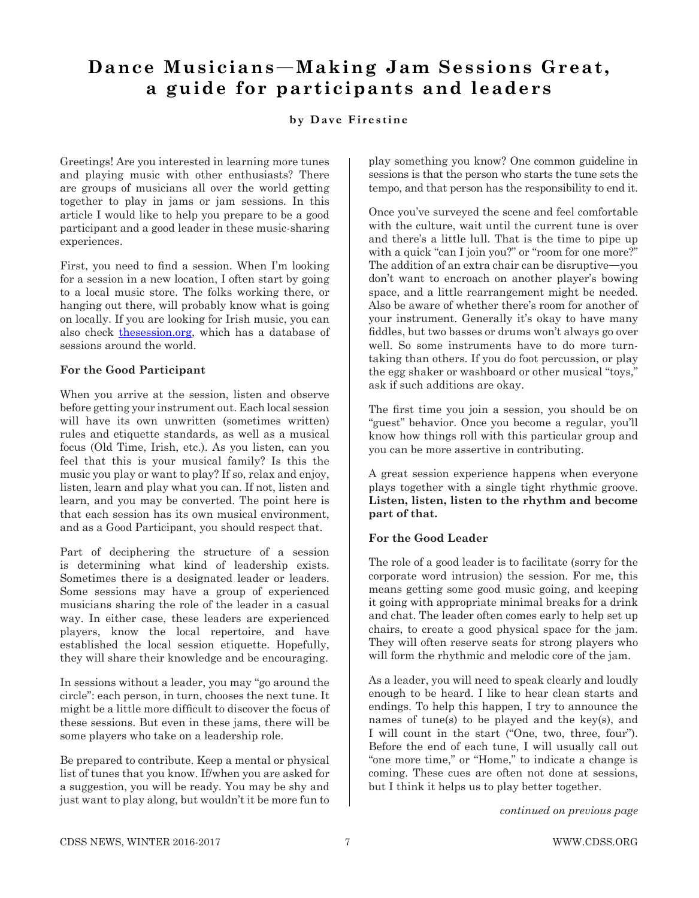# Dance Musicians—Making Jam Sessions Great, a guide for participants and leaders

**by Dave Firestine**

Greetings! Are you interested in learning more tunes and playing music with other enthusiasts? There are groups of musicians all over the world getting together to play in jams or jam sessions. In this article I would like to help you prepare to be a good participant and a good leader in these music-sharing experiences.

First, you need to find a session. When I'm looking for a session in a new location, I often start by going to a local music store. The folks working there, or hanging out there, will probably know what is going on locally. If you are looking for Irish music, you can also check [thesession.org](thesession.org), which has a database of sessions around the world.

**For the Good Participant**

When you arrive at the session, listen and observe before getting your instrument out. Each local session will have its own unwritten (sometimes written) rules and etiquette standards, as well as a musical focus (Old Time, Irish, etc.). As you listen, can you feel that this is your musical family? Is this the music you play or want to play? If so, relax and enjoy, listen, learn and play what you can. If not, listen and learn, and you may be converted. The point here is that each session has its own musical environment, and as a Good Participant, you should respect that.

Part of deciphering the structure of a session is determining what kind of leadership exists. Sometimes there is a designated leader or leaders. Some sessions may have a group of experienced musicians sharing the role of the leader in a casual way. In either case, these leaders are experienced players, know the local repertoire, and have established the local session etiquette. Hopefully, they will share their knowledge and be encouraging.

In sessions without a leader, you may "go around the circle": each person, in turn, chooses the next tune. It might be a little more difficult to discover the focus of these sessions. But even in these jams, there will be some players who take on a leadership role.

Be prepared to contribute. Keep a mental or physical list of tunes that you know. If/when you are asked for a suggestion, you will be ready. You may be shy and just want to play along, but wouldn't it be more fun to play something you know? One common guideline in sessions is that the person who starts the tune sets the tempo, and that person has the responsibility to end it.

Once you've surveyed the scene and feel comfortable with the culture, wait until the current tune is over and there's a little lull. That is the time to pipe up with a quick "can I join you?" or "room for one more?" The addition of an extra chair can be disruptive—you don't want to encroach on another player's bowing space, and a little rearrangement might be needed. Also be aware of whether there's room for another of your instrument. Generally it's okay to have many fiddles, but two basses or drums won't always go over well. So some instruments have to do more turn-taking than others. If you do foot percussion, or play the egg shaker or washboard or other musical "toys," ask if such additions are okay.

The first time you join a session, you should be on "guest" behavior. Once you become a regular, you'll know how things roll with this particular group and you can be more assertive in contributing.

A great session experience happens when everyone plays together with a single tight rhythmic groove. **Listen, listen, listen to the rhythm and become part of that.**

**For the Good Leader**

The role of a good leader is to facilitate (sorry for the corporate word intrusion) the session. For me, this means getting some good music going, and keeping it going with appropriate minimal breaks for a drink and chat. The leader often comes early to help set up chairs, to create a good physical space for the jam. They will often reserve seats for strong players who will form the rhythmic and melodic core of the jam.

As a leader, you will need to speak clearly and loudly enough to be heard. I like to hear clean starts and endings. To help this happen, I try to announce the names of tune(s) to be played and the key(s), and I will count in the start ("One, two, three, four"). Before the end of each tune, I will usually call out "one more time," or "Home," to indicate a change is coming. These cues are often not done at sessions, but I think it helps us to play better together.

*continued on previous page*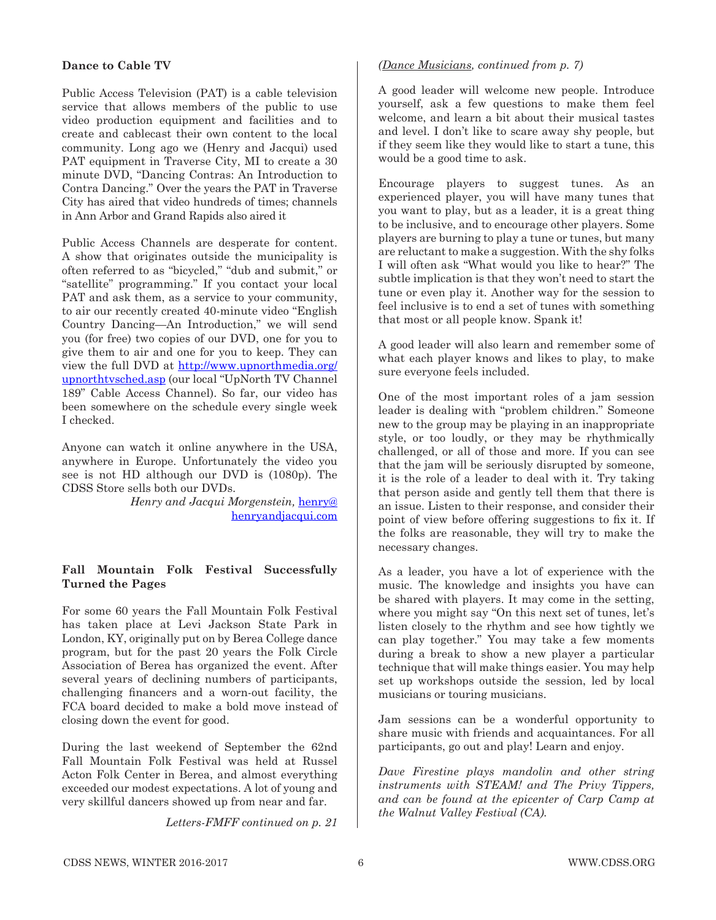## Dance to Cable TV

Public Access Television (PAT) is a cable television service that allows members of the public to use video production equipment and facilities and to create and cablecast their own content to the local community. Long ago we (Henry and Jacqui) used PAT equipment in Traverse City, MI to create a 30 minute DVD, "Dancing Contras: An Introduction to Contra Dancing." Over the years the PAT in Traverse City has aired that video hundreds of times; channels in Ann Arbor and Grand Rapids also aired it

Public Access Channels are desperate for content. A show that originates outside the municipality is often referred to as "bicycled," "dub and submit," or "satellite" programming." If you contact your local PAT and ask them, as a service to your community, to air our recently created 40-minute video "English Country Dancing—An Introduction," we will send you (for free) two copies of our DVD, one for you to give them to air and one for you to keep. They can view the full DVD at http://www.upnorthmedia.org/upnorthtvsched.asp (our local "UpNorth TV Channel 189" Cable Access Channel). So far, our video has been somewhere on the schedule every single week I checked.

Anyone can watch it online anywhere in the USA, anywhere in Europe. Unfortunately the video you see is not HD although our DVD is (1080p). The CDSS Store sells both our DVDs.

*Henry and Jacqui Morgenstein,* henry@henryandjacqui.com

## Fall Mountain Folk Festival Successfully Turned the Pages

For some 60 years the Fall Mountain Folk Festival has taken place at Levi Jackson State Park in London, KY, originally put on by Berea College dance program, but for the past 20 years the Folk Circle Association of Berea has organized the event. After several years of declining numbers of participants, challenging financers and a worn-out facility, the FCA board decided to make a bold move instead of closing down the event for good.

During the last weekend of September the 62nd Fall Mountain Folk Festival was held at Russel Acton Folk Center in Berea, and almost everything exceeded our modest expectations. A lot of young and very skillful dancers showed up from near and far.

*Letters-FMFF continued on p. 21*

*(Dance Musicians, continued from p. 7)*

A good leader will welcome new people. Introduce yourself, ask a few questions to make them feel welcome, and learn a bit about their musical tastes and level. I don't like to scare away shy people, but if they seem like they would like to start a tune, this would be a good time to ask.

Encourage players to suggest tunes. As an experienced player, you will have many tunes that you want to play, but as a leader, it is a great thing to be inclusive, and to encourage other players. Some players are burning to play a tune or tunes, but many are reluctant to make a suggestion. With the shy folks I will often ask "What would you like to hear?" The subtle implication is that they won't need to start the tune or even play it. Another way for the session to feel inclusive is to end a set of tunes with something that most or all people know. Spank it!

A good leader will also learn and remember some of what each player knows and likes to play, to make sure everyone feels included.

One of the most important roles of a jam session leader is dealing with "problem children." Someone new to the group may be playing in an inappropriate style, or too loudly, or they may be rhythmically challenged, or all of those and more. If you can see that the jam will be seriously disrupted by someone, it is the role of a leader to deal with it. Try taking that person aside and gently tell them that there is an issue. Listen to their response, and consider their point of view before offering suggestions to fix it. If the folks are reasonable, they will try to make the necessary changes.

As a leader, you have a lot of experience with the music. The knowledge and insights you have can be shared with players. It may come in the setting, where you might say "On this next set of tunes, let's listen closely to the rhythm and see how tightly we can play together." You may take a few moments during a break to show a new player a particular technique that will make things easier. You may help set up workshops outside the session, led by local musicians or touring musicians.

Jam sessions can be a wonderful opportunity to share music with friends and acquaintances. For all participants, go out and play! Learn and enjoy.

*Dave Firestine plays mandolin and other string instruments with STEAM! and The Privy Tippers, and can be found at the epicenter of Carp Camp at the Walnut Valley Festival (CA).*